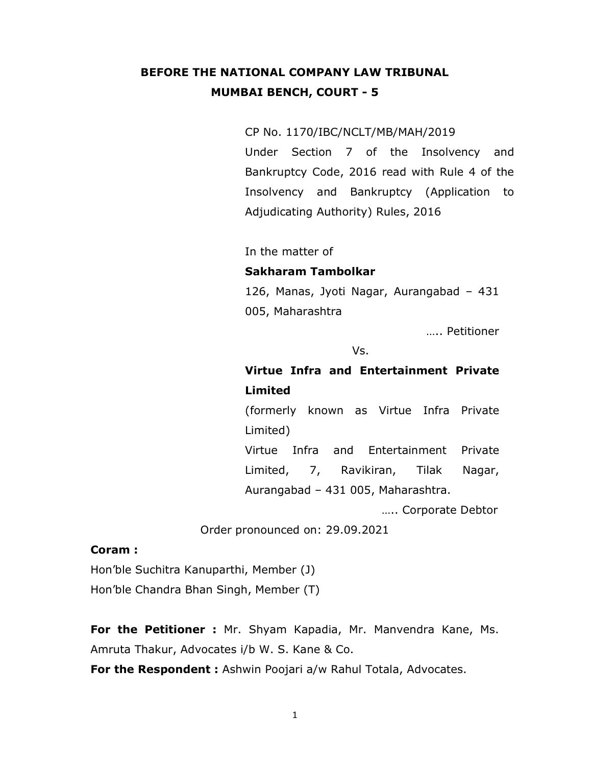# BEFORE THE NATIONAL COMPANY LAW TRIBUNAL
# MUMBAI BENCH, COURT - 5

CP No. 1170/IBC/NCLT/MB/MAH/2019

Under Section 7 of the Insolvency and Bankruptcy Code, 2016 read with Rule 4 of the Insolvency and Bankruptcy (Application to Adjudicating Authority) Rules, 2016

In the matter of

**Sakharam Tambolkar**

126, Manas, Jyoti Nagar, Aurangabad – 431 005, Maharashtra

….. Petitioner

Vs.

**Virtue Infra and Entertainment Private Limited**

(formerly known as Virtue Infra Private Limited)

Virtue Infra and Entertainment Private Limited, 7, Ravikiran, Tilak Nagar, Aurangabad – 431 005, Maharashtra.

….. Corporate Debtor

Order pronounced on: 29.09.2021

**Coram :**

Hon'ble Suchitra Kanuparthi, Member (J)

Hon'ble Chandra Bhan Singh, Member (T)

**For the Petitioner :** Mr. Shyam Kapadia, Mr. Manvendra Kane, Ms. Amruta Thakur, Advocates i/b W. S. Kane & Co.

**For the Respondent :** Ashwin Poojari a/w Rahul Totala, Advocates.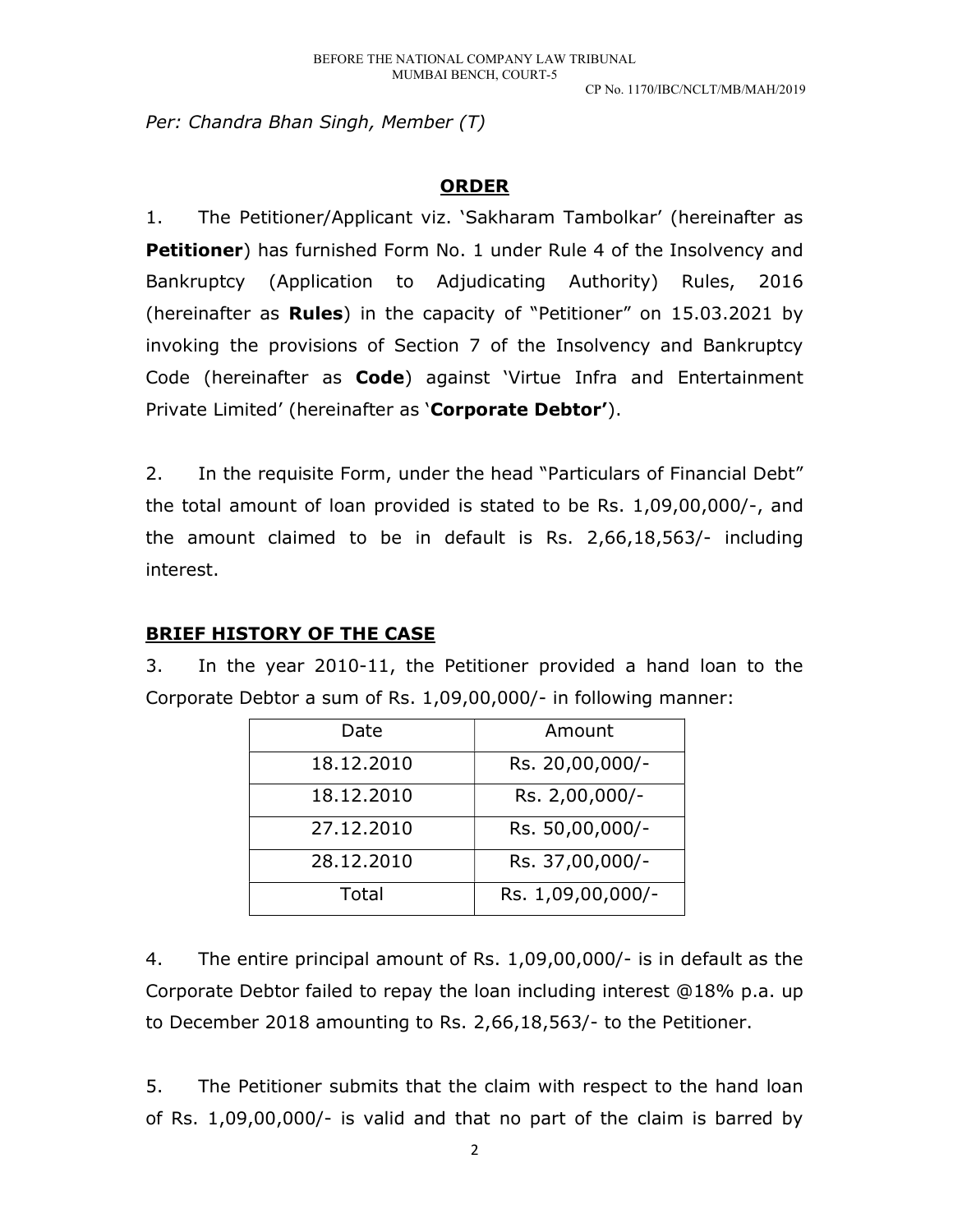*Per: Chandra Bhan Singh, Member (T)*

## ORDER

1. The Petitioner/Applicant viz. 'Sakharam Tambolkar' (hereinafter as **Petitioner**) has furnished Form No. 1 under Rule 4 of the Insolvency and Bankruptcy (Application to Adjudicating Authority) Rules, 2016 (hereinafter as **Rules**) in the capacity of "Petitioner" on 15.03.2021 by invoking the provisions of Section 7 of the Insolvency and Bankruptcy Code (hereinafter as **Code**) against 'Virtue Infra and Entertainment Private Limited' (hereinafter as '**Corporate Debtor'**).

2. In the requisite Form, under the head "Particulars of Financial Debt" the total amount of loan provided is stated to be Rs. 1,09,00,000/-, and the amount claimed to be in default is Rs. 2,66,18,563/- including interest.

### BRIEF HISTORY OF THE CASE

3. In the year 2010-11, the Petitioner provided a hand loan to the Corporate Debtor a sum of Rs. 1,09,00,000/- in following manner:

| Date | Amount |
|---|---|
| 18.12.2010 | Rs. 20,00,000/- |
| 18.12.2010 | Rs. 2,00,000/- |
| 27.12.2010 | Rs. 50,00,000/- |
| 28.12.2010 | Rs. 37,00,000/- |
| Total | Rs. 1,09,00,000/- |

4. The entire principal amount of Rs. 1,09,00,000/- is in default as the Corporate Debtor failed to repay the loan including interest @18% p.a. up to December 2018 amounting to Rs. 2,66,18,563/- to the Petitioner.

5. The Petitioner submits that the claim with respect to the hand loan of Rs. 1,09,00,000/- is valid and that no part of the claim is barred by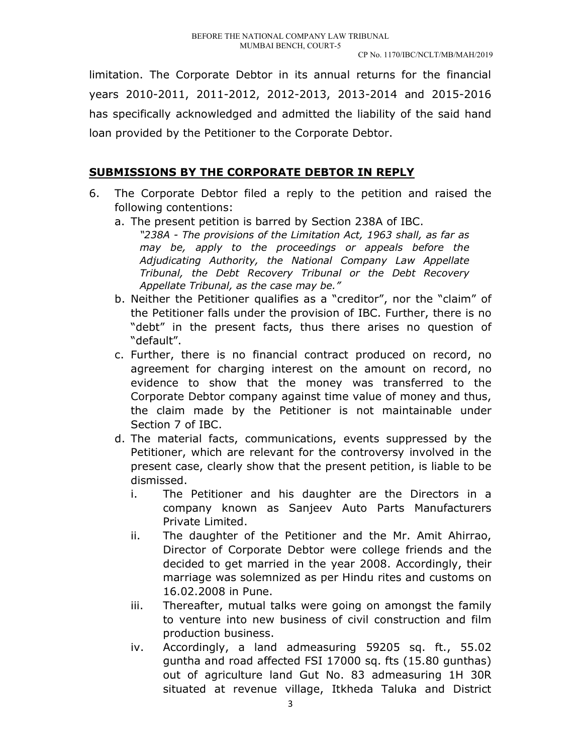limitation. The Corporate Debtor in its annual returns for the financial years 2010-2011, 2011-2012, 2012-2013, 2013-2014 and 2015-2016 has specifically acknowledged and admitted the liability of the said hand loan provided by the Petitioner to the Corporate Debtor.

## **SUBMISSIONS BY THE CORPORATE DEBTOR IN REPLY**

6. The Corporate Debtor filed a reply to the petition and raised the following contentions:
   a. The present petition is barred by Section 238A of IBC.
      *"238A - The provisions of the Limitation Act, 1963 shall, as far as may be, apply to the proceedings or appeals before the Adjudicating Authority, the National Company Law Appellate Tribunal, the Debt Recovery Tribunal or the Debt Recovery Appellate Tribunal, as the case may be."*
   b. Neither the Petitioner qualifies as a "creditor", nor the "claim" of the Petitioner falls under the provision of IBC. Further, there is no "debt" in the present facts, thus there arises no question of "default".
   c. Further, there is no financial contract produced on record, no agreement for charging interest on the amount on record, no evidence to show that the money was transferred to the Corporate Debtor company against time value of money and thus, the claim made by the Petitioner is not maintainable under Section 7 of IBC.
   d. The material facts, communications, events suppressed by the Petitioner, which are relevant for the controversy involved in the present case, clearly show that the present petition, is liable to be dismissed.
      i. The Petitioner and his daughter are the Directors in a company known as Sanjeev Auto Parts Manufacturers Private Limited.
      ii. The daughter of the Petitioner and the Mr. Amit Ahirrao, Director of Corporate Debtor were college friends and the decided to get married in the year 2008. Accordingly, their marriage was solemnized as per Hindu rites and customs on 16.02.2008 in Pune.
      iii. Thereafter, mutual talks were going on amongst the family to venture into new business of civil construction and film production business.
      iv. Accordingly, a land admeasuring 59205 sq. ft., 55.02 guntha and road affected FSI 17000 sq. fts (15.80 gunthas) out of agriculture land Gut No. 83 admeasuring 1H 30R situated at revenue village, Itkheda Taluka and District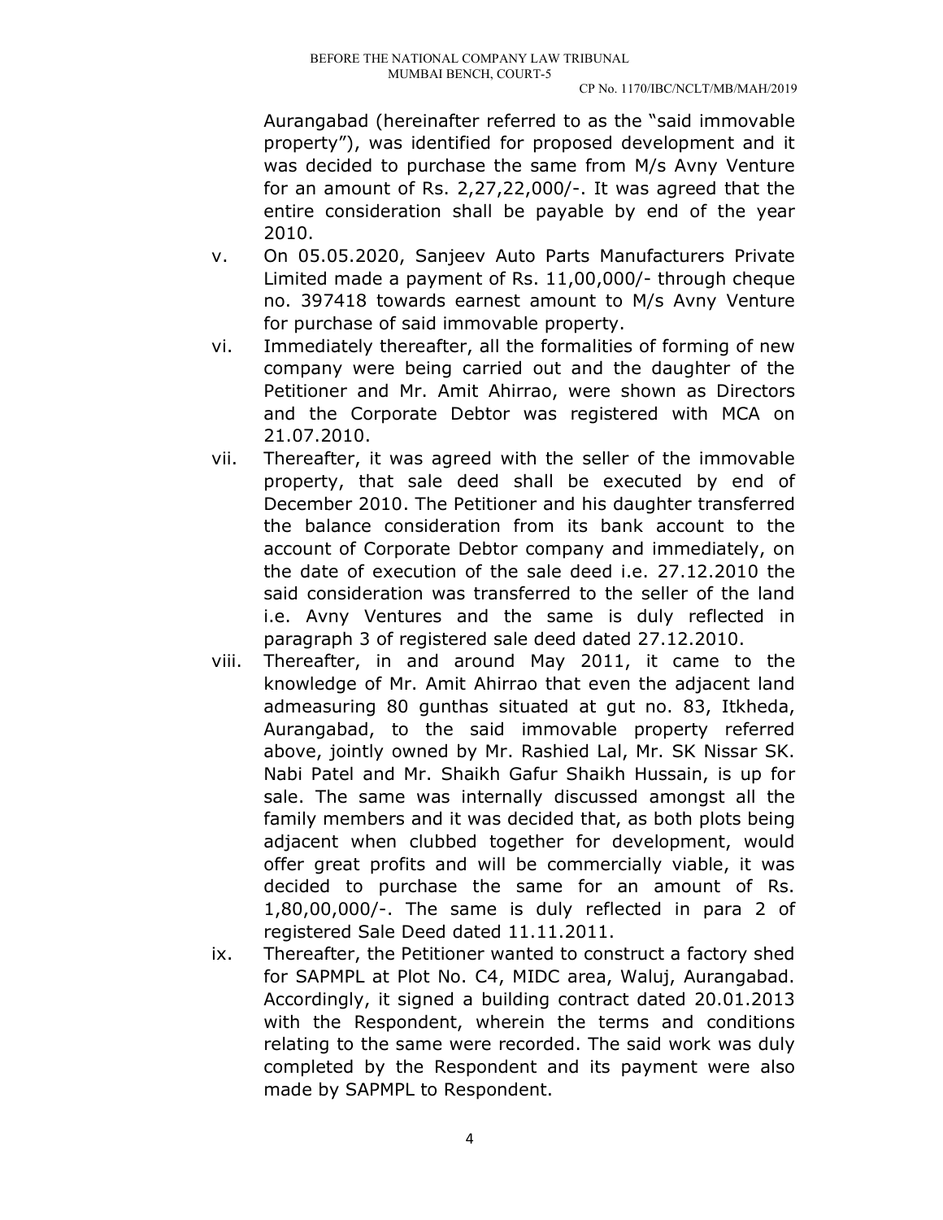Aurangabad (hereinafter referred to as the "said immovable property"), was identified for proposed development and it was decided to purchase the same from M/s Avny Venture for an amount of Rs. 2,27,22,000/-. It was agreed that the entire consideration shall be payable by end of the year 2010.

v. On 05.05.2020, Sanjeev Auto Parts Manufacturers Private Limited made a payment of Rs. 11,00,000/- through cheque no. 397418 towards earnest amount to M/s Avny Venture for purchase of said immovable property.

vi. Immediately thereafter, all the formalities of forming of new company were being carried out and the daughter of the Petitioner and Mr. Amit Ahirrao, were shown as Directors and the Corporate Debtor was registered with MCA on 21.07.2010.

vii. Thereafter, it was agreed with the seller of the immovable property, that sale deed shall be executed by end of December 2010. The Petitioner and his daughter transferred the balance consideration from its bank account to the account of Corporate Debtor company and immediately, on the date of execution of the sale deed i.e. 27.12.2010 the said consideration was transferred to the seller of the land i.e. Avny Ventures and the same is duly reflected in paragraph 3 of registered sale deed dated 27.12.2010.

viii. Thereafter, in and around May 2011, it came to the knowledge of Mr. Amit Ahirrao that even the adjacent land admeasuring 80 gunthas situated at gut no. 83, Itkheda, Aurangabad, to the said immovable property referred above, jointly owned by Mr. Rashied Lal, Mr. SK Nissar SK. Nabi Patel and Mr. Shaikh Gafur Shaikh Hussain, is up for sale. The same was internally discussed amongst all the family members and it was decided that, as both plots being adjacent when clubbed together for development, would offer great profits and will be commercially viable, it was decided to purchase the same for an amount of Rs. 1,80,00,000/-. The same is duly reflected in para 2 of registered Sale Deed dated 11.11.2011.

ix. Thereafter, the Petitioner wanted to construct a factory shed for SAPMPL at Plot No. C4, MIDC area, Waluj, Aurangabad. Accordingly, it signed a building contract dated 20.01.2013 with the Respondent, wherein the terms and conditions relating to the same were recorded. The said work was duly completed by the Respondent and its payment were also made by SAPMPL to Respondent.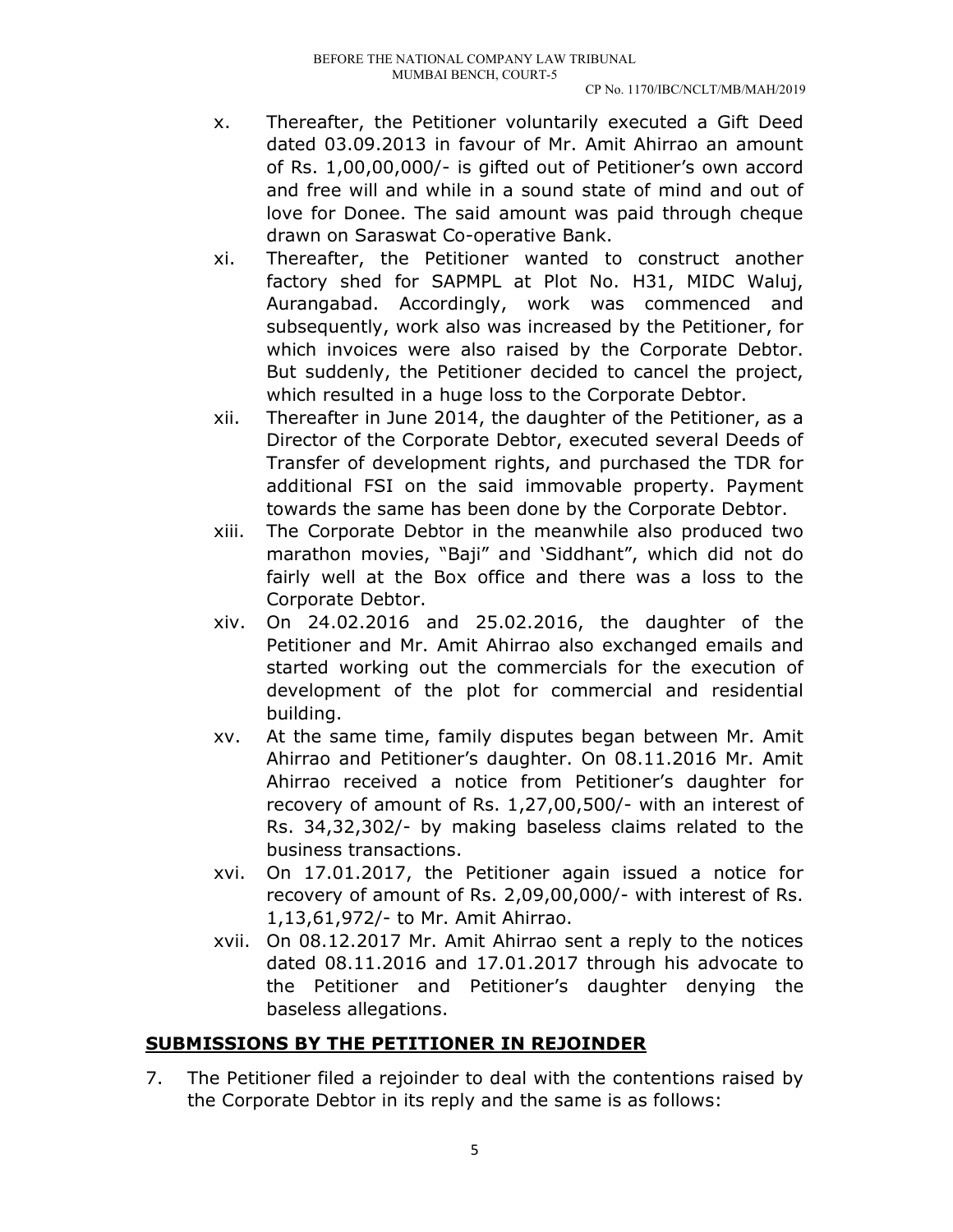x. Thereafter, the Petitioner voluntarily executed a Gift Deed dated 03.09.2013 in favour of Mr. Amit Ahirrao an amount of Rs. 1,00,00,000/- is gifted out of Petitioner's own accord and free will and while in a sound state of mind and out of love for Donee. The said amount was paid through cheque drawn on Saraswat Co-operative Bank.

xi. Thereafter, the Petitioner wanted to construct another factory shed for SAPMPL at Plot No. H31, MIDC Waluj, Aurangabad. Accordingly, work was commenced and subsequently, work also was increased by the Petitioner, for which invoices were also raised by the Corporate Debtor. But suddenly, the Petitioner decided to cancel the project, which resulted in a huge loss to the Corporate Debtor.

xii. Thereafter in June 2014, the daughter of the Petitioner, as a Director of the Corporate Debtor, executed several Deeds of Transfer of development rights, and purchased the TDR for additional FSI on the said immovable property. Payment towards the same has been done by the Corporate Debtor.

xiii. The Corporate Debtor in the meanwhile also produced two marathon movies, "Baji" and 'Siddhant", which did not do fairly well at the Box office and there was a loss to the Corporate Debtor.

xiv. On 24.02.2016 and 25.02.2016, the daughter of the Petitioner and Mr. Amit Ahirrao also exchanged emails and started working out the commercials for the execution of development of the plot for commercial and residential building.

xv. At the same time, family disputes began between Mr. Amit Ahirrao and Petitioner's daughter. On 08.11.2016 Mr. Amit Ahirrao received a notice from Petitioner's daughter for recovery of amount of Rs. 1,27,00,500/- with an interest of Rs. 34,32,302/- by making baseless claims related to the business transactions.

xvi. On 17.01.2017, the Petitioner again issued a notice for recovery of amount of Rs. 2,09,00,000/- with interest of Rs. 1,13,61,972/- to Mr. Amit Ahirrao.

xvii. On 08.12.2017 Mr. Amit Ahirrao sent a reply to the notices dated 08.11.2016 and 17.01.2017 through his advocate to the Petitioner and Petitioner's daughter denying the baseless allegations.

## SUBMISSIONS BY THE PETITIONER IN REJOINDER

7. The Petitioner filed a rejoinder to deal with the contentions raised by the Corporate Debtor in its reply and the same is as follows: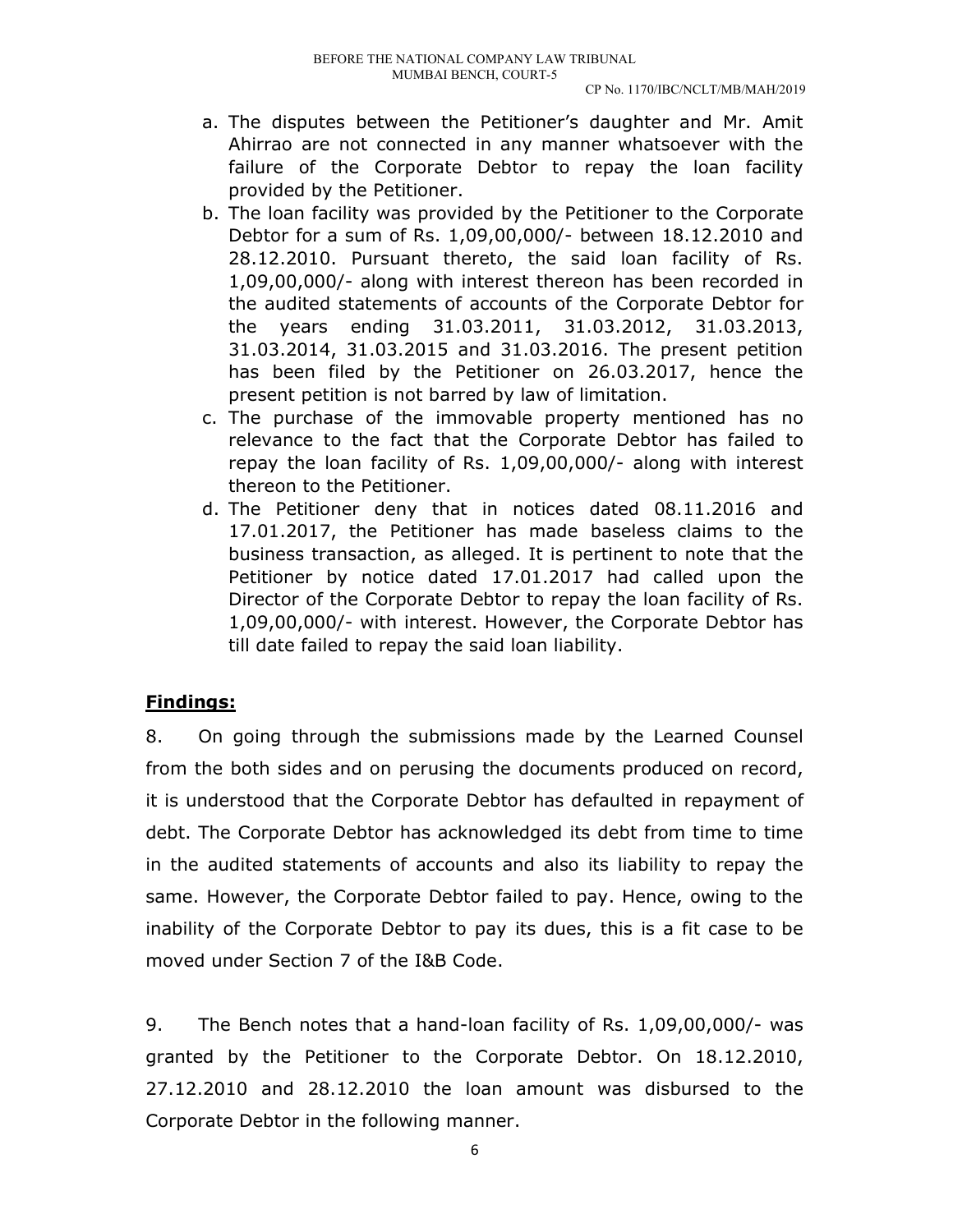a. The disputes between the Petitioner's daughter and Mr. Amit Ahirrao are not connected in any manner whatsoever with the failure of the Corporate Debtor to repay the loan facility provided by the Petitioner.
b. The loan facility was provided by the Petitioner to the Corporate Debtor for a sum of Rs. 1,09,00,000/- between 18.12.2010 and 28.12.2010. Pursuant thereto, the said loan facility of Rs. 1,09,00,000/- along with interest thereon has been recorded in the audited statements of accounts of the Corporate Debtor for the years ending 31.03.2011, 31.03.2012, 31.03.2013, 31.03.2014, 31.03.2015 and 31.03.2016. The present petition has been filed by the Petitioner on 26.03.2017, hence the present petition is not barred by law of limitation.
c. The purchase of the immovable property mentioned has no relevance to the fact that the Corporate Debtor has failed to repay the loan facility of Rs. 1,09,00,000/- along with interest thereon to the Petitioner.
d. The Petitioner deny that in notices dated 08.11.2016 and 17.01.2017, the Petitioner has made baseless claims to the business transaction, as alleged. It is pertinent to note that the Petitioner by notice dated 17.01.2017 had called upon the Director of the Corporate Debtor to repay the loan facility of Rs. 1,09,00,000/- with interest. However, the Corporate Debtor has till date failed to repay the said loan liability.

**Findings:**

8. On going through the submissions made by the Learned Counsel from the both sides and on perusing the documents produced on record, it is understood that the Corporate Debtor has defaulted in repayment of debt. The Corporate Debtor has acknowledged its debt from time to time in the audited statements of accounts and also its liability to repay the same. However, the Corporate Debtor failed to pay. Hence, owing to the inability of the Corporate Debtor to pay its dues, this is a fit case to be moved under Section 7 of the I&B Code.

9. The Bench notes that a hand-loan facility of Rs. 1,09,00,000/- was granted by the Petitioner to the Corporate Debtor. On 18.12.2010, 27.12.2010 and 28.12.2010 the loan amount was disbursed to the Corporate Debtor in the following manner.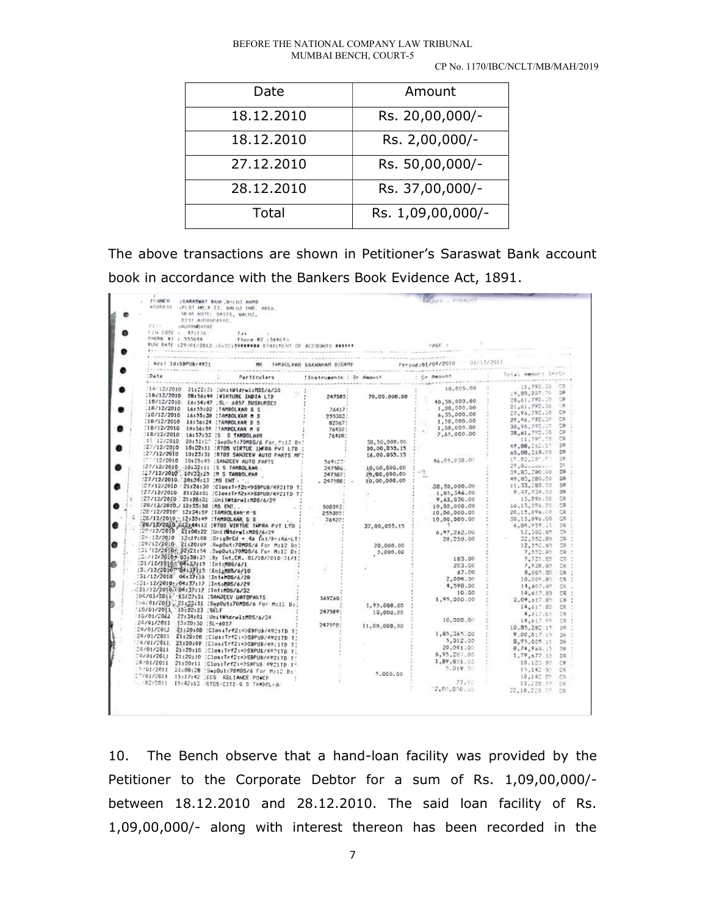| Date | Amount |
|---|---|
| 18.12.2010 | Rs. 20,00,000/- |
| 18.12.2010 | Rs. 2,00,000/- |
| 27.12.2010 | Rs. 50,00,000/- |
| 28.12.2010 | Rs. 37,00,000/- |
| Total | Rs. 1,09,00,000/- |

The above transactions are shown in Petitioner's Saraswat Bank account book in accordance with the Bankers Book Evidence Act, 1891.

10. The Bench observe that a hand-loan facility was provided by the Petitioner to the Corporate Debtor for a sum of Rs. 1,09,00,000/- between 18.12.2010 and 28.12.2010. The said loan facility of Rs. 1,09,00,000/- along with interest thereon has been recorded in the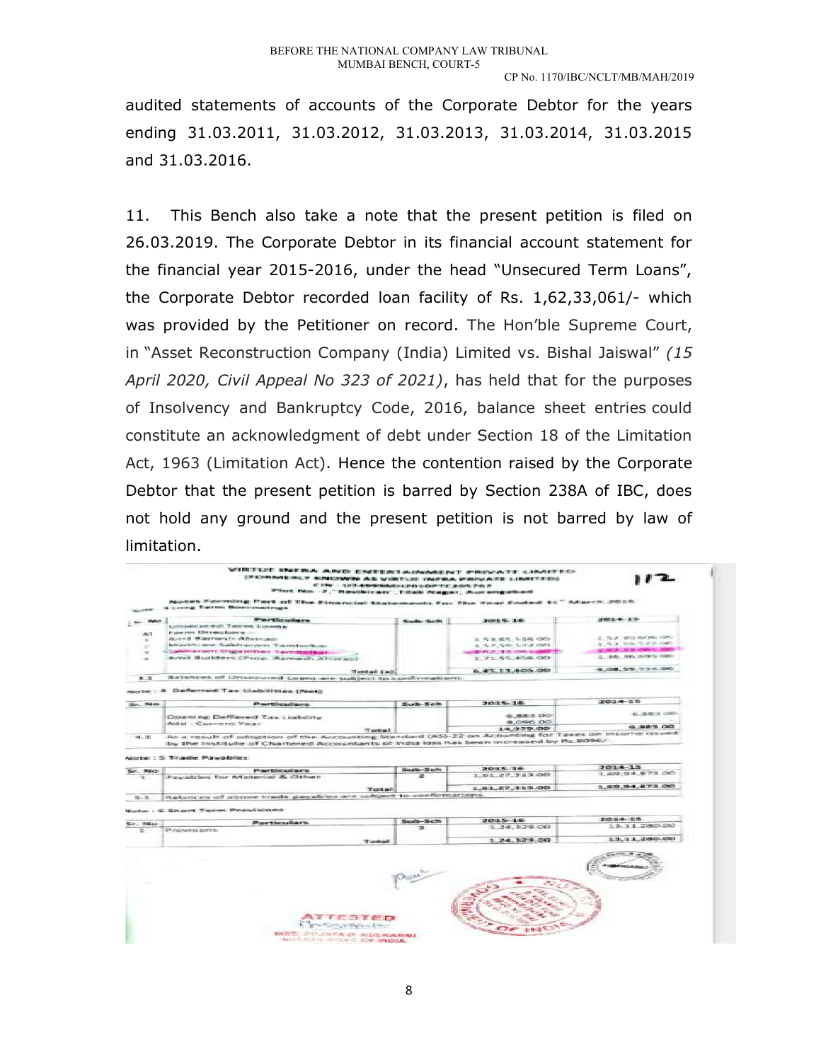audited statements of accounts of the Corporate Debtor for the years ending 31.03.2011, 31.03.2012, 31.03.2013, 31.03.2014, 31.03.2015 and 31.03.2016.

11. This Bench also take a note that the present petition is filed on 26.03.2019. The Corporate Debtor in its financial account statement for the financial year 2015-2016, under the head "Unsecured Term Loans", the Corporate Debtor recorded loan facility of Rs. 1,62,33,061/- which was provided by the Petitioner on record. The Hon'ble Supreme Court, in "Asset Reconstruction Company (India) Limited vs. Bishal Jaiswal" *(15 April 2020, Civil Appeal No 323 of 2021)*, has held that for the purposes of Insolvency and Bankruptcy Code, 2016, balance sheet entries could constitute an acknowledgment of debt under Section 18 of the Limitation Act, 1963 (Limitation Act). Hence the contention raised by the Corporate Debtor that the present petition is barred by Section 238A of IBC, does not hold any ground and the present petition is not barred by law of limitation.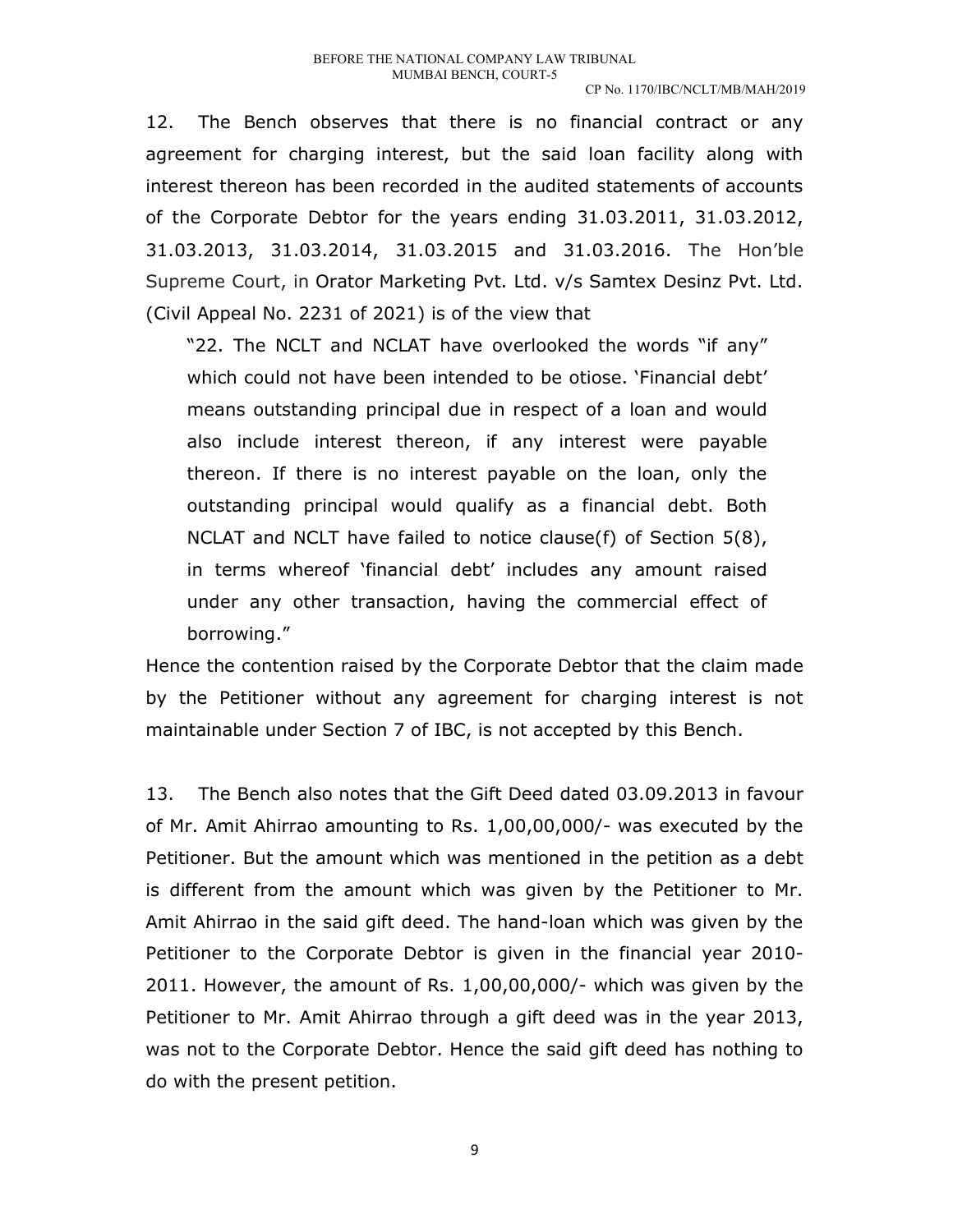12. The Bench observes that there is no financial contract or any agreement for charging interest, but the said loan facility along with interest thereon has been recorded in the audited statements of accounts of the Corporate Debtor for the years ending 31.03.2011, 31.03.2012, 31.03.2013, 31.03.2014, 31.03.2015 and 31.03.2016. The Hon'ble Supreme Court, in Orator Marketing Pvt. Ltd. v/s Samtex Desinz Pvt. Ltd. (Civil Appeal No. 2231 of 2021) is of the view that

> "22. The NCLT and NCLAT have overlooked the words "if any" which could not have been intended to be otiose. 'Financial debt' means outstanding principal due in respect of a loan and would also include interest thereon, if any interest were payable thereon. If there is no interest payable on the loan, only the outstanding principal would qualify as a financial debt. Both NCLAT and NCLT have failed to notice clause(f) of Section 5(8), in terms whereof 'financial debt' includes any amount raised under any other transaction, having the commercial effect of borrowing."

Hence the contention raised by the Corporate Debtor that the claim made by the Petitioner without any agreement for charging interest is not maintainable under Section 7 of IBC, is not accepted by this Bench.

13. The Bench also notes that the Gift Deed dated 03.09.2013 in favour of Mr. Amit Ahirrao amounting to Rs. 1,00,00,000/- was executed by the Petitioner. But the amount which was mentioned in the petition as a debt is different from the amount which was given by the Petitioner to Mr. Amit Ahirrao in the said gift deed. The hand-loan which was given by the Petitioner to the Corporate Debtor is given in the financial year 2010-2011. However, the amount of Rs. 1,00,00,000/- which was given by the Petitioner to Mr. Amit Ahirrao through a gift deed was in the year 2013, was not to the Corporate Debtor. Hence the said gift deed has nothing to do with the present petition.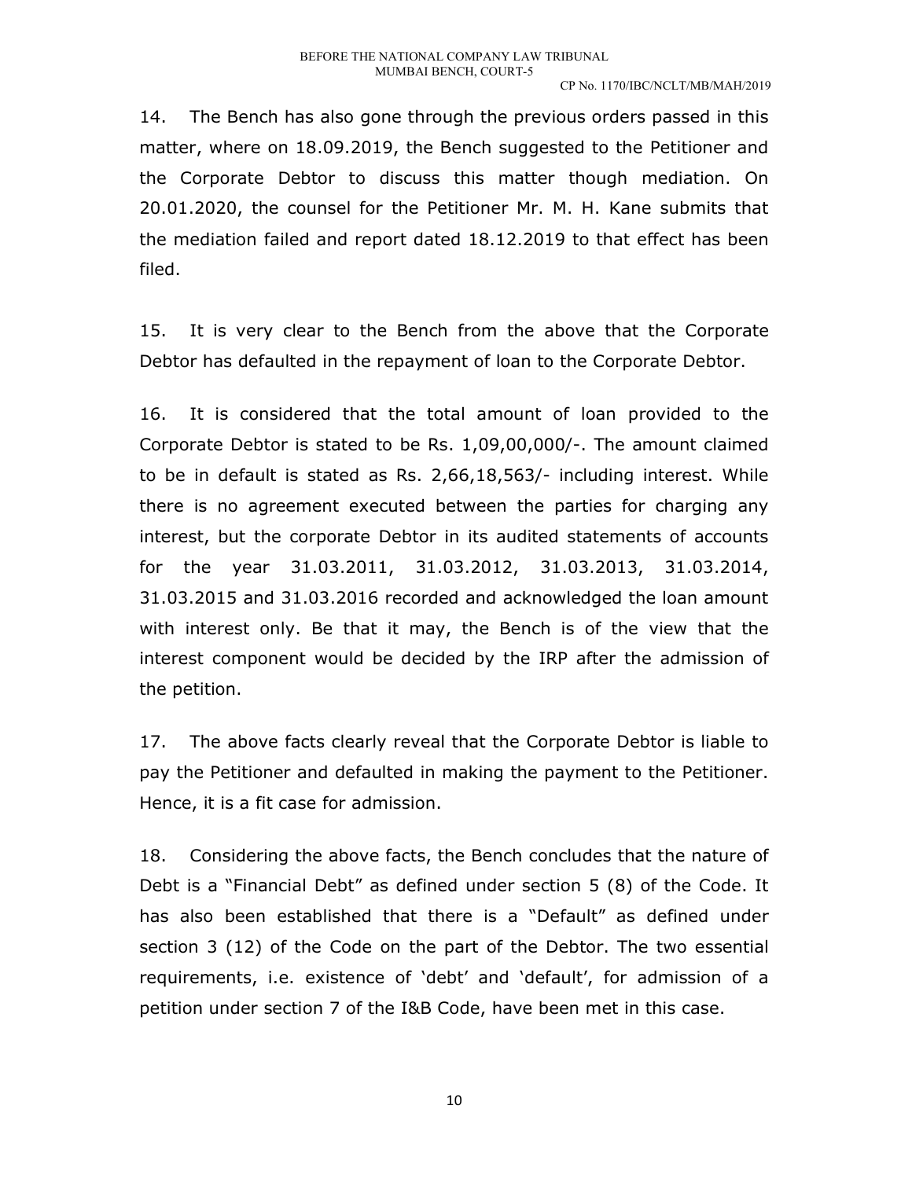14. The Bench has also gone through the previous orders passed in this matter, where on 18.09.2019, the Bench suggested to the Petitioner and the Corporate Debtor to discuss this matter though mediation. On 20.01.2020, the counsel for the Petitioner Mr. M. H. Kane submits that the mediation failed and report dated 18.12.2019 to that effect has been filed.

15. It is very clear to the Bench from the above that the Corporate Debtor has defaulted in the repayment of loan to the Corporate Debtor.

16. It is considered that the total amount of loan provided to the Corporate Debtor is stated to be Rs. 1,09,00,000/-. The amount claimed to be in default is stated as Rs. 2,66,18,563/- including interest. While there is no agreement executed between the parties for charging any interest, but the corporate Debtor in its audited statements of accounts for the year 31.03.2011, 31.03.2012, 31.03.2013, 31.03.2014, 31.03.2015 and 31.03.2016 recorded and acknowledged the loan amount with interest only. Be that it may, the Bench is of the view that the interest component would be decided by the IRP after the admission of the petition.

17. The above facts clearly reveal that the Corporate Debtor is liable to pay the Petitioner and defaulted in making the payment to the Petitioner. Hence, it is a fit case for admission.

18. Considering the above facts, the Bench concludes that the nature of Debt is a "Financial Debt" as defined under section 5 (8) of the Code. It has also been established that there is a "Default" as defined under section 3 (12) of the Code on the part of the Debtor. The two essential requirements, i.e. existence of 'debt' and 'default', for admission of a petition under section 7 of the I&B Code, have been met in this case.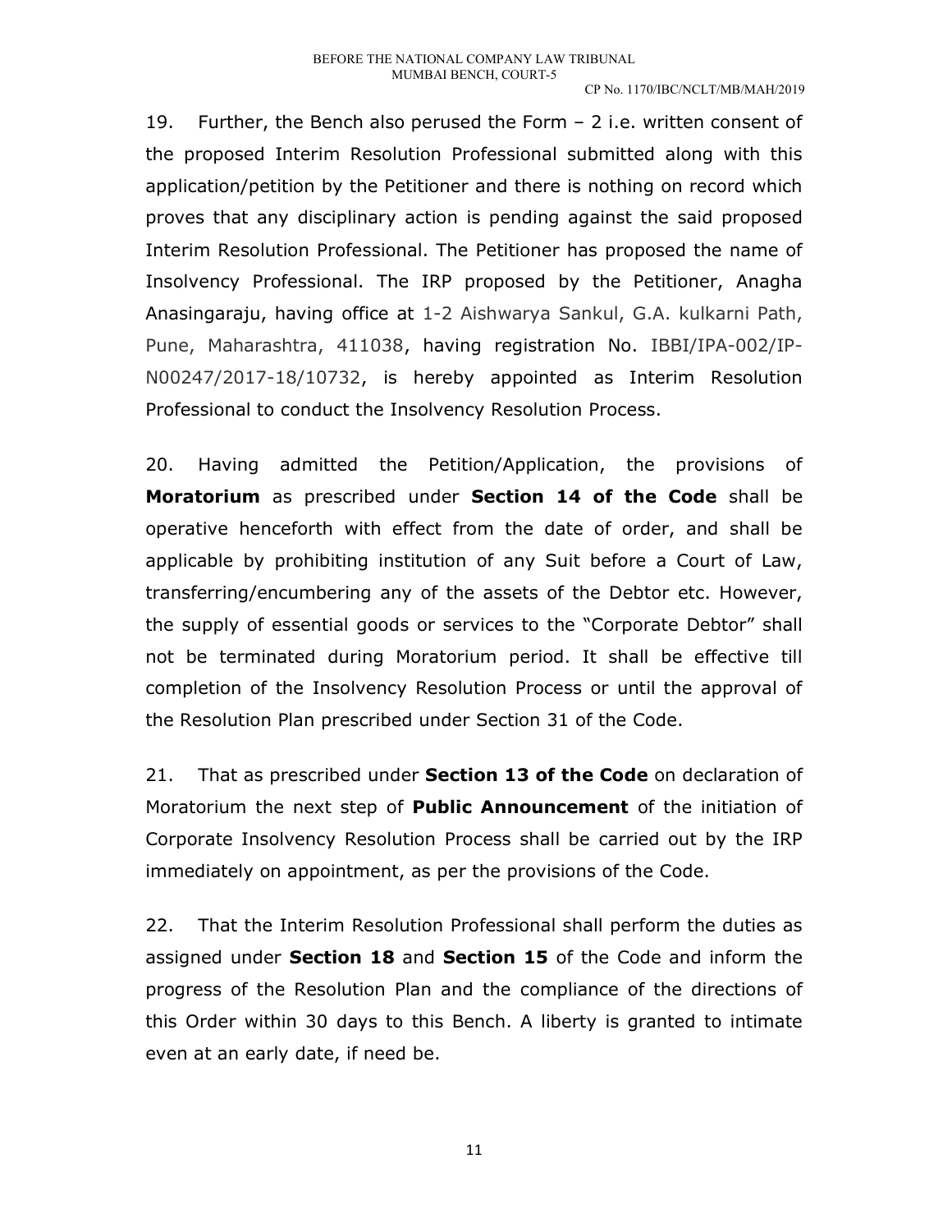19. Further, the Bench also perused the Form – 2 i.e. written consent of the proposed Interim Resolution Professional submitted along with this application/petition by the Petitioner and there is nothing on record which proves that any disciplinary action is pending against the said proposed Interim Resolution Professional. The Petitioner has proposed the name of Insolvency Professional. The IRP proposed by the Petitioner, Anagha Anasingaraju, having office at 1-2 Aishwarya Sankul, G.A. kulkarni Path, Pune, Maharashtra, 411038, having registration No. IBBI/IPA-002/IP-N00247/2017-18/10732, is hereby appointed as Interim Resolution Professional to conduct the Insolvency Resolution Process.

20. Having admitted the Petition/Application, the provisions of **Moratorium** as prescribed under **Section 14 of the Code** shall be operative henceforth with effect from the date of order, and shall be applicable by prohibiting institution of any Suit before a Court of Law, transferring/encumbering any of the assets of the Debtor etc. However, the supply of essential goods or services to the "Corporate Debtor" shall not be terminated during Moratorium period. It shall be effective till completion of the Insolvency Resolution Process or until the approval of the Resolution Plan prescribed under Section 31 of the Code.

21. That as prescribed under **Section 13 of the Code** on declaration of Moratorium the next step of **Public Announcement** of the initiation of Corporate Insolvency Resolution Process shall be carried out by the IRP immediately on appointment, as per the provisions of the Code.

22. That the Interim Resolution Professional shall perform the duties as assigned under **Section 18** and **Section 15** of the Code and inform the progress of the Resolution Plan and the compliance of the directions of this Order within 30 days to this Bench. A liberty is granted to intimate even at an early date, if need be.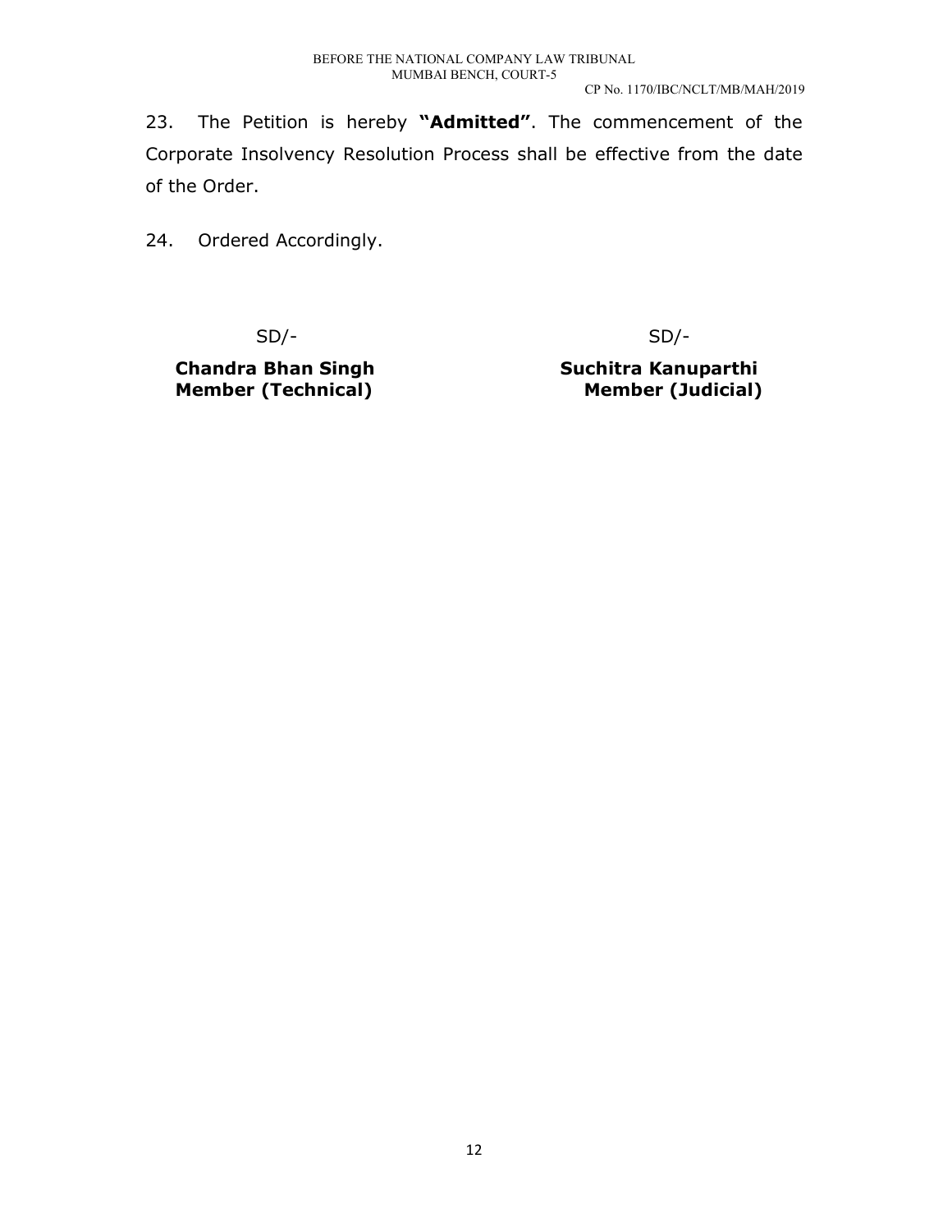23. The Petition is hereby **"Admitted"**. The commencement of the Corporate Insolvency Resolution Process shall be effective from the date of the Order.

24. Ordered Accordingly.

| | |
|---|---|
| SD/- | SD/- |
| **Chandra Bhan Singh** | **Suchitra Kanuparthi** |
| **Member (Technical)** | **Member (Judicial)** |